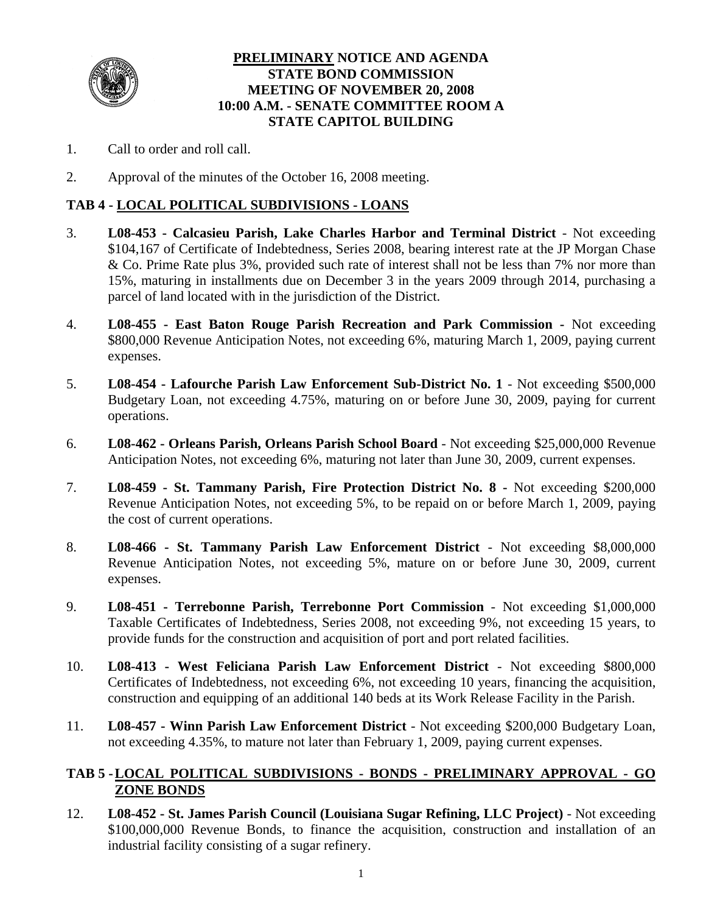# PRELIMINARY NOTICE AND AGENDA
# STATE BOND COMMISSION
# MEETING OF NOVEMBER 20, 2008
# 10:00 A.M. - SENATE COMMITTEE ROOM A
# STATE CAPITOL BUILDING

1. Call to order and roll call.

2. Approval of the minutes of the October 16, 2008 meeting.

## TAB 4 - LOCAL POLITICAL SUBDIVISIONS - LOANS

3. **L08-453 - Calcasieu Parish, Lake Charles Harbor and Terminal District** - Not exceeding $104,167 of Certificate of Indebtedness, Series 2008, bearing interest rate at the JP Morgan Chase & Co. Prime Rate plus 3%, provided such rate of interest shall not be less than 7% nor more than 15%, maturing in installments due on December 3 in the years 2009 through 2014, purchasing a parcel of land located with in the jurisdiction of the District.

4. **L08-455 - East Baton Rouge Parish Recreation and Park Commission -** Not exceeding $800,000 Revenue Anticipation Notes, not exceeding 6%, maturing March 1, 2009, paying current expenses.

5. **L08-454 - Lafourche Parish Law Enforcement Sub-District No. 1** - Not exceeding $500,000 Budgetary Loan, not exceeding 4.75%, maturing on or before June 30, 2009, paying for current operations.

6. **L08-462 - Orleans Parish, Orleans Parish School Board** - Not exceeding $25,000,000 Revenue Anticipation Notes, not exceeding 6%, maturing not later than June 30, 2009, current expenses.

7. **L08-459 - St. Tammany Parish, Fire Protection District No. 8 -** Not exceeding $200,000 Revenue Anticipation Notes, not exceeding 5%, to be repaid on or before March 1, 2009, paying the cost of current operations.

8. **L08-466 - St. Tammany Parish Law Enforcement District** - Not exceeding $8,000,000 Revenue Anticipation Notes, not exceeding 5%, mature on or before June 30, 2009, current expenses.

9. **L08-451 - Terrebonne Parish, Terrebonne Port Commission** - Not exceeding $1,000,000 Taxable Certificates of Indebtedness, Series 2008, not exceeding 9%, not exceeding 15 years, to provide funds for the construction and acquisition of port and port related facilities.

10. **L08-413 - West Feliciana Parish Law Enforcement District** - Not exceeding $800,000 Certificates of Indebtedness, not exceeding 6%, not exceeding 10 years, financing the acquisition, construction and equipping of an additional 140 beds at its Work Release Facility in the Parish.

11. **L08-457 - Winn Parish Law Enforcement District** - Not exceeding $200,000 Budgetary Loan, not exceeding 4.35%, to mature not later than February 1, 2009, paying current expenses.

## TAB 5 - LOCAL POLITICAL SUBDIVISIONS - BONDS - PRELIMINARY APPROVAL - GO ZONE BONDS

12. **L08-452 - St. James Parish Council (Louisiana Sugar Refining, LLC Project)** - Not exceeding $100,000,000 Revenue Bonds, to finance the acquisition, construction and installation of an industrial facility consisting of a sugar refinery.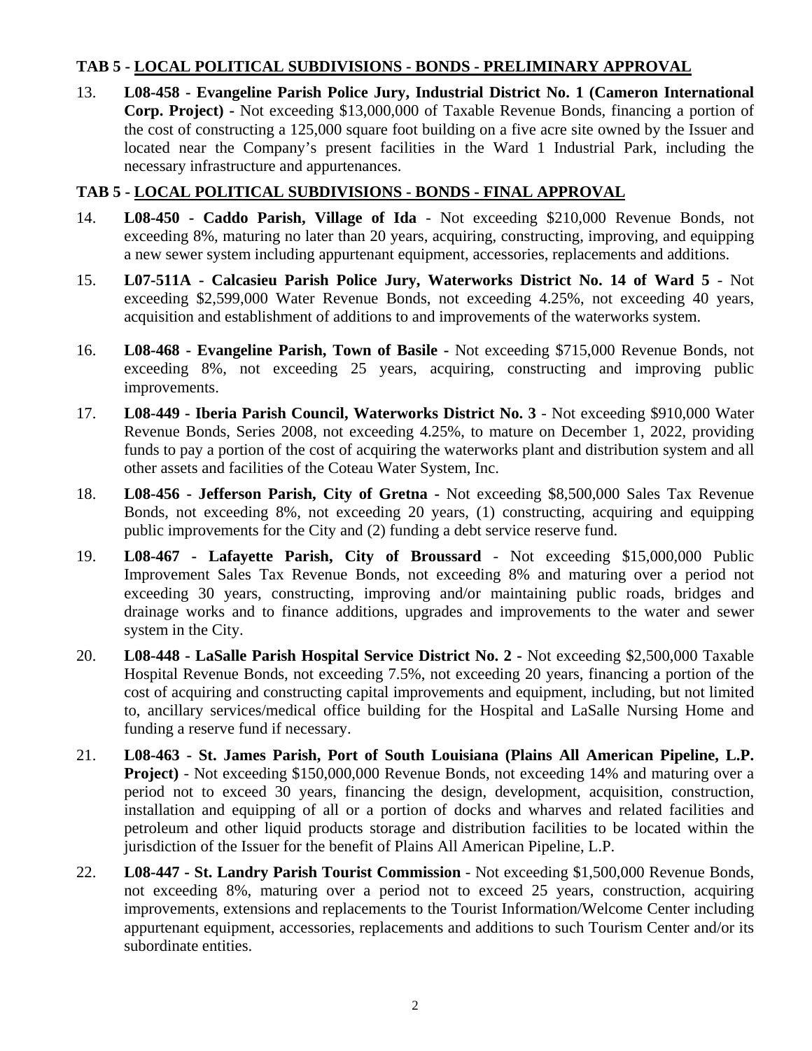## TAB 5 - LOCAL POLITICAL SUBDIVISIONS - BONDS - PRELIMINARY APPROVAL

13. **L08-458 - Evangeline Parish Police Jury, Industrial District No. 1 (Cameron International Corp. Project) -** Not exceeding $13,000,000 of Taxable Revenue Bonds, financing a portion of the cost of constructing a 125,000 square foot building on a five acre site owned by the Issuer and located near the Company's present facilities in the Ward 1 Industrial Park, including the necessary infrastructure and appurtenances.

## TAB 5 - LOCAL POLITICAL SUBDIVISIONS - BONDS - FINAL APPROVAL

14. **L08-450 - Caddo Parish, Village of Ida** - Not exceeding $210,000 Revenue Bonds, not exceeding 8%, maturing no later than 20 years, acquiring, constructing, improving, and equipping a new sewer system including appurtenant equipment, accessories, replacements and additions.

15. **L07-511A - Calcasieu Parish Police Jury, Waterworks District No. 14 of Ward 5** - Not exceeding $2,599,000 Water Revenue Bonds, not exceeding 4.25%, not exceeding 40 years, acquisition and establishment of additions to and improvements of the waterworks system.

16. **L08-468 - Evangeline Parish, Town of Basile -** Not exceeding $715,000 Revenue Bonds, not exceeding 8%, not exceeding 25 years, acquiring, constructing and improving public improvements.

17. **L08-449 - Iberia Parish Council, Waterworks District No. 3** - Not exceeding $910,000 Water Revenue Bonds, Series 2008, not exceeding 4.25%, to mature on December 1, 2022, providing funds to pay a portion of the cost of acquiring the waterworks plant and distribution system and all other assets and facilities of the Coteau Water System, Inc.

18. **L08-456 - Jefferson Parish, City of Gretna -** Not exceeding $8,500,000 Sales Tax Revenue Bonds, not exceeding 8%, not exceeding 20 years, (1) constructing, acquiring and equipping public improvements for the City and (2) funding a debt service reserve fund.

19. **L08-467 - Lafayette Parish, City of Broussard** - Not exceeding $15,000,000 Public Improvement Sales Tax Revenue Bonds, not exceeding 8% and maturing over a period not exceeding 30 years, constructing, improving and/or maintaining public roads, bridges and drainage works and to finance additions, upgrades and improvements to the water and sewer system in the City.

20. **L08-448 - LaSalle Parish Hospital Service District No. 2 -** Not exceeding $2,500,000 Taxable Hospital Revenue Bonds, not exceeding 7.5%, not exceeding 20 years, financing a portion of the cost of acquiring and constructing capital improvements and equipment, including, but not limited to, ancillary services/medical office building for the Hospital and LaSalle Nursing Home and funding a reserve fund if necessary.

21. **L08-463 - St. James Parish, Port of South Louisiana (Plains All American Pipeline, L.P. Project)** - Not exceeding $150,000,000 Revenue Bonds, not exceeding 14% and maturing over a period not to exceed 30 years, financing the design, development, acquisition, construction, installation and equipping of all or a portion of docks and wharves and related facilities and petroleum and other liquid products storage and distribution facilities to be located within the jurisdiction of the Issuer for the benefit of Plains All American Pipeline, L.P.

22. **L08-447 - St. Landry Parish Tourist Commission** - Not exceeding $1,500,000 Revenue Bonds, not exceeding 8%, maturing over a period not to exceed 25 years, construction, acquiring improvements, extensions and replacements to the Tourist Information/Welcome Center including appurtenant equipment, accessories, replacements and additions to such Tourism Center and/or its subordinate entities.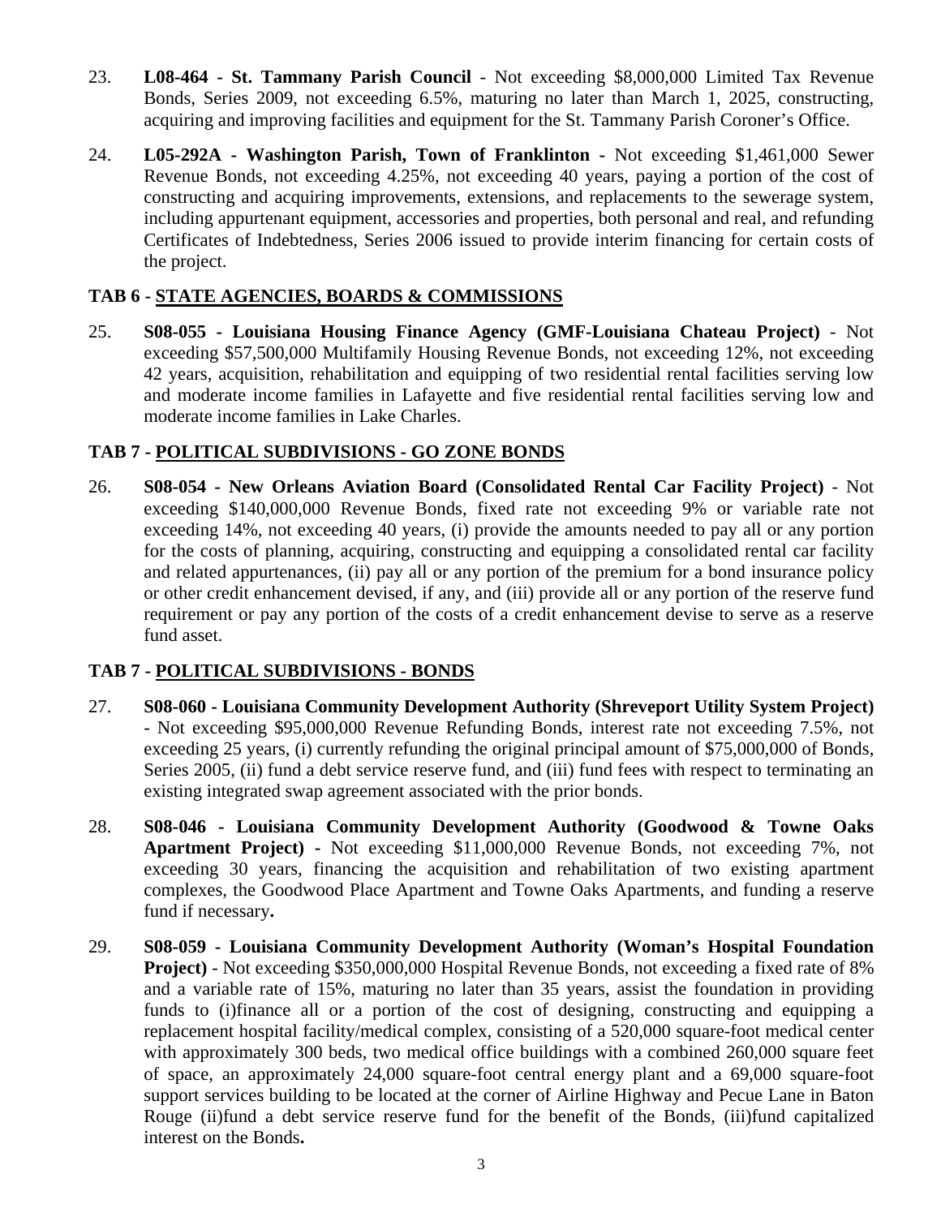23. **L08-464 - St. Tammany Parish Council** - Not exceeding $8,000,000 Limited Tax Revenue Bonds, Series 2009, not exceeding 6.5%, maturing no later than March 1, 2025, constructing, acquiring and improving facilities and equipment for the St. Tammany Parish Coroner's Office.

24. **L05-292A - Washington Parish, Town of Franklinton -** Not exceeding $1,461,000 Sewer Revenue Bonds, not exceeding 4.25%, not exceeding 40 years, paying a portion of the cost of constructing and acquiring improvements, extensions, and replacements to the sewerage system, including appurtenant equipment, accessories and properties, both personal and real, and refunding Certificates of Indebtedness, Series 2006 issued to provide interim financing for certain costs of the project.

## TAB 6 - STATE AGENCIES, BOARDS & COMMISSIONS

25. **S08-055 - Louisiana Housing Finance Agency (GMF-Louisiana Chateau Project)** - Not exceeding $57,500,000 Multifamily Housing Revenue Bonds, not exceeding 12%, not exceeding 42 years, acquisition, rehabilitation and equipping of two residential rental facilities serving low and moderate income families in Lafayette and five residential rental facilities serving low and moderate income families in Lake Charles.

## TAB 7 - POLITICAL SUBDIVISIONS - GO ZONE BONDS

26. **S08-054 - New Orleans Aviation Board (Consolidated Rental Car Facility Project)** - Not exceeding $140,000,000 Revenue Bonds, fixed rate not exceeding 9% or variable rate not exceeding 14%, not exceeding 40 years, (i) provide the amounts needed to pay all or any portion for the costs of planning, acquiring, constructing and equipping a consolidated rental car facility and related appurtenances, (ii) pay all or any portion of the premium for a bond insurance policy or other credit enhancement devised, if any, and (iii) provide all or any portion of the reserve fund requirement or pay any portion of the costs of a credit enhancement devise to serve as a reserve fund asset.

## TAB 7 - POLITICAL SUBDIVISIONS - BONDS

27. **S08-060 - Louisiana Community Development Authority (Shreveport Utility System Project)** - Not exceeding $95,000,000 Revenue Refunding Bonds, interest rate not exceeding 7.5%, not exceeding 25 years, (i) currently refunding the original principal amount of $75,000,000 of Bonds, Series 2005, (ii) fund a debt service reserve fund, and (iii) fund fees with respect to terminating an existing integrated swap agreement associated with the prior bonds.

28. **S08-046 - Louisiana Community Development Authority (Goodwood & Towne Oaks Apartment Project) -** Not exceeding $11,000,000 Revenue Bonds, not exceeding 7%, not exceeding 30 years, financing the acquisition and rehabilitation of two existing apartment complexes, the Goodwood Place Apartment and Towne Oaks Apartments, and funding a reserve fund if necessary**.**

29. **S08-059 - Louisiana Community Development Authority (Woman's Hospital Foundation Project)** - Not exceeding $350,000,000 Hospital Revenue Bonds, not exceeding a fixed rate of 8% and a variable rate of 15%, maturing no later than 35 years, assist the foundation in providing funds to (i)finance all or a portion of the cost of designing, constructing and equipping a replacement hospital facility/medical complex, consisting of a 520,000 square-foot medical center with approximately 300 beds, two medical office buildings with a combined 260,000 square feet of space, an approximately 24,000 square-foot central energy plant and a 69,000 square-foot support services building to be located at the corner of Airline Highway and Pecue Lane in Baton Rouge (ii)fund a debt service reserve fund for the benefit of the Bonds, (iii)fund capitalized interest on the Bonds**.**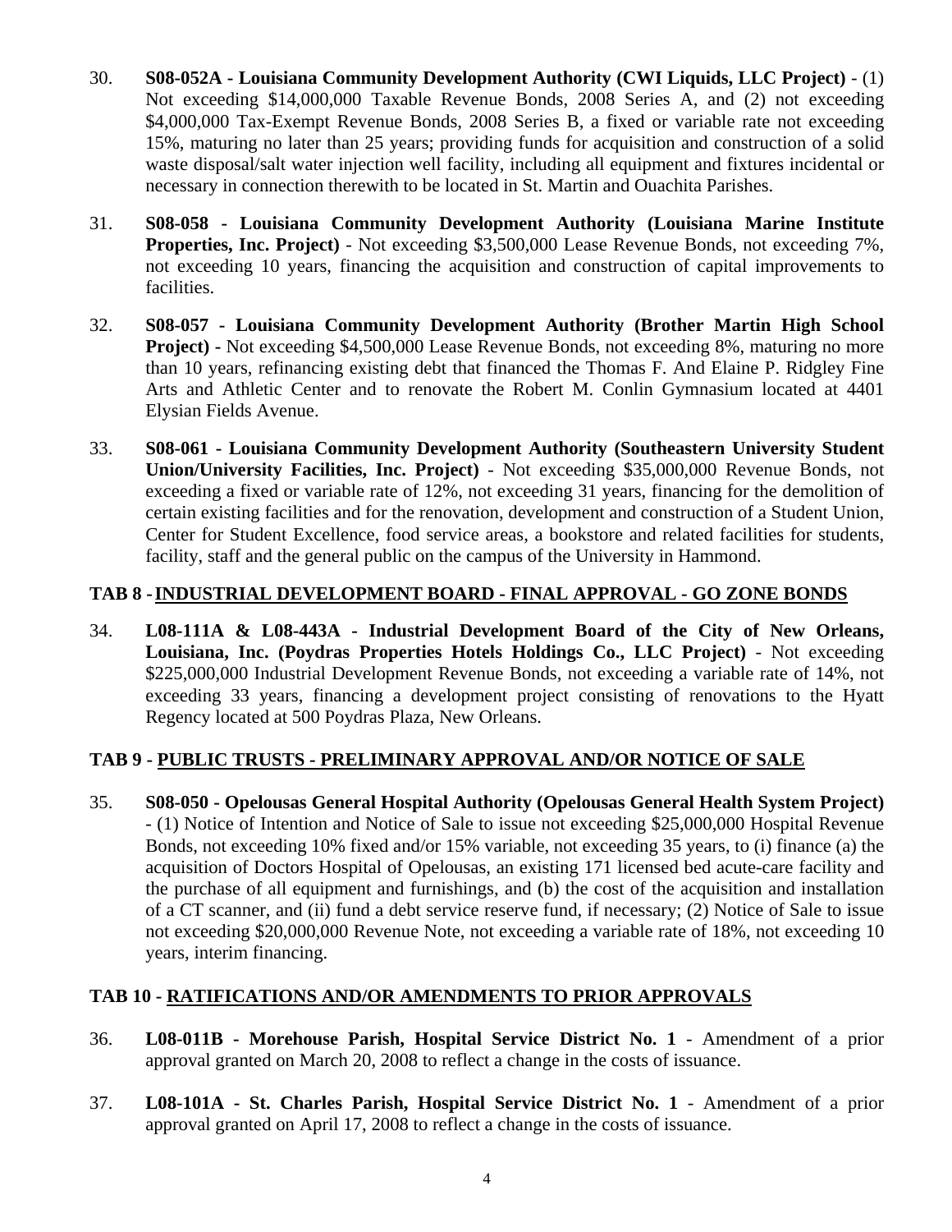30. **S08-052A - Louisiana Community Development Authority (CWI Liquids, LLC Project)** - (1) Not exceeding $14,000,000 Taxable Revenue Bonds, 2008 Series A, and (2) not exceeding $4,000,000 Tax-Exempt Revenue Bonds, 2008 Series B, a fixed or variable rate not exceeding 15%, maturing no later than 25 years; providing funds for acquisition and construction of a solid waste disposal/salt water injection well facility, including all equipment and fixtures incidental or necessary in connection therewith to be located in St. Martin and Ouachita Parishes.

31. **S08-058 - Louisiana Community Development Authority (Louisiana Marine Institute Properties, Inc. Project)** - Not exceeding $3,500,000 Lease Revenue Bonds, not exceeding 7%, not exceeding 10 years, financing the acquisition and construction of capital improvements to facilities.

32. **S08-057 - Louisiana Community Development Authority (Brother Martin High School Project) -** Not exceeding $4,500,000 Lease Revenue Bonds, not exceeding 8%, maturing no more than 10 years, refinancing existing debt that financed the Thomas F. And Elaine P. Ridgley Fine Arts and Athletic Center and to renovate the Robert M. Conlin Gymnasium located at 4401 Elysian Fields Avenue.

33. **S08-061 - Louisiana Community Development Authority (Southeastern University Student Union/University Facilities, Inc. Project)** - Not exceeding $35,000,000 Revenue Bonds, not exceeding a fixed or variable rate of 12%, not exceeding 31 years, financing for the demolition of certain existing facilities and for the renovation, development and construction of a Student Union, Center for Student Excellence, food service areas, a bookstore and related facilities for students, facility, staff and the general public on the campus of the University in Hammond.

## TAB 8 - INDUSTRIAL DEVELOPMENT BOARD - FINAL APPROVAL - GO ZONE BONDS

34. **L08-111A & L08-443A - Industrial Development Board of the City of New Orleans, Louisiana, Inc. (Poydras Properties Hotels Holdings Co., LLC Project)** - Not exceeding $225,000,000 Industrial Development Revenue Bonds, not exceeding a variable rate of 14%, not exceeding 33 years, financing a development project consisting of renovations to the Hyatt Regency located at 500 Poydras Plaza, New Orleans.

## TAB 9 - PUBLIC TRUSTS - PRELIMINARY APPROVAL AND/OR NOTICE OF SALE

35. **S08-050 - Opelousas General Hospital Authority (Opelousas General Health System Project)** - (1) Notice of Intention and Notice of Sale to issue not exceeding $25,000,000 Hospital Revenue Bonds, not exceeding 10% fixed and/or 15% variable, not exceeding 35 years, to (i) finance (a) the acquisition of Doctors Hospital of Opelousas, an existing 171 licensed bed acute-care facility and the purchase of all equipment and furnishings, and (b) the cost of the acquisition and installation of a CT scanner, and (ii) fund a debt service reserve fund, if necessary; (2) Notice of Sale to issue not exceeding $20,000,000 Revenue Note, not exceeding a variable rate of 18%, not exceeding 10 years, interim financing.

## TAB 10 - RATIFICATIONS AND/OR AMENDMENTS TO PRIOR APPROVALS

36. **L08-011B - Morehouse Parish, Hospital Service District No. 1** - Amendment of a prior approval granted on March 20, 2008 to reflect a change in the costs of issuance.

37. **L08-101A - St. Charles Parish, Hospital Service District No. 1** - Amendment of a prior approval granted on April 17, 2008 to reflect a change in the costs of issuance.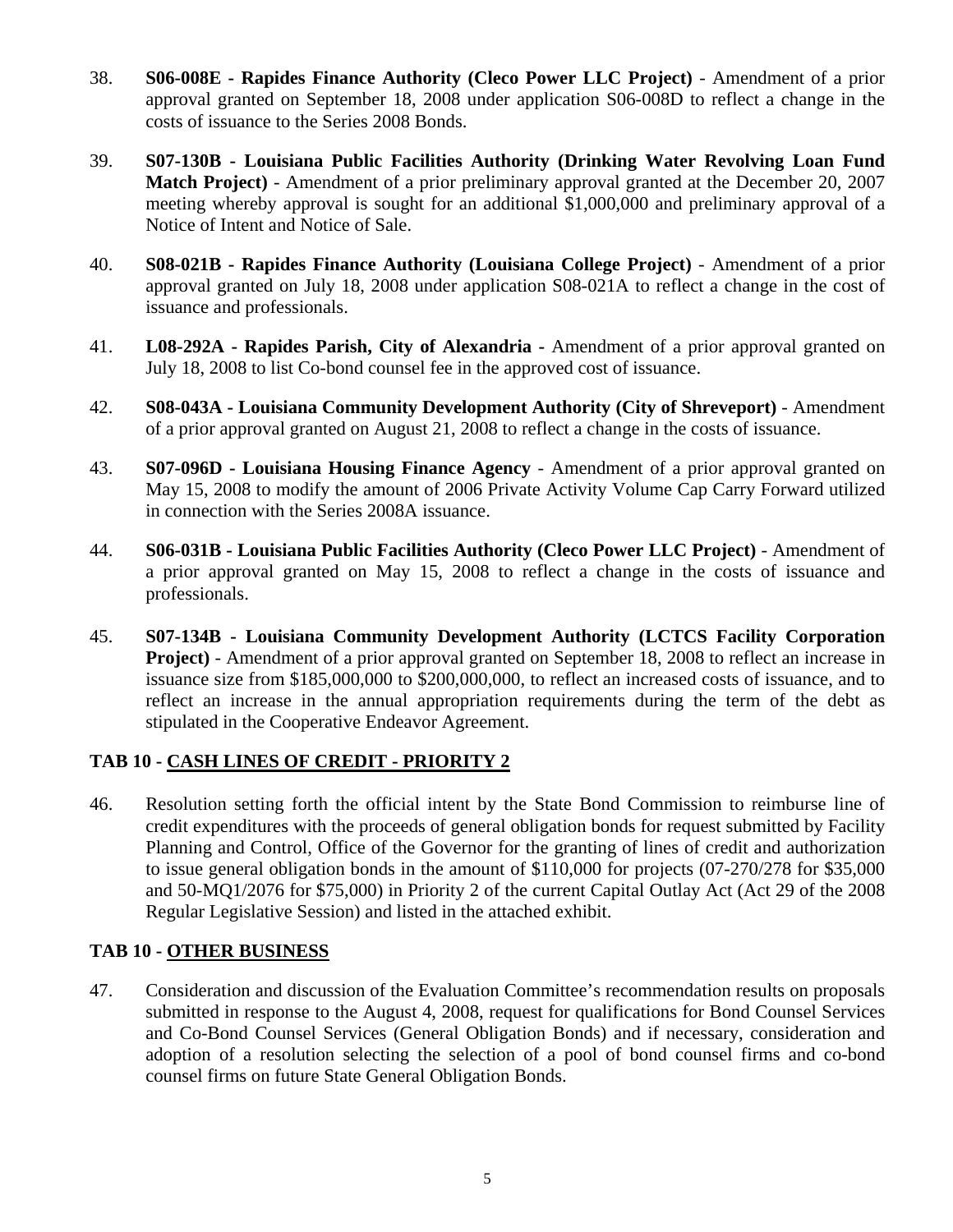38. **S06-008E - Rapides Finance Authority (Cleco Power LLC Project)** - Amendment of a prior approval granted on September 18, 2008 under application S06-008D to reflect a change in the costs of issuance to the Series 2008 Bonds.

39. **S07-130B - Louisiana Public Facilities Authority (Drinking Water Revolving Loan Fund Match Project)** - Amendment of a prior preliminary approval granted at the December 20, 2007 meeting whereby approval is sought for an additional $1,000,000 and preliminary approval of a Notice of Intent and Notice of Sale.

40. **S08-021B - Rapides Finance Authority (Louisiana College Project)** - Amendment of a prior approval granted on July 18, 2008 under application S08-021A to reflect a change in the cost of issuance and professionals.

41. **L08-292A - Rapides Parish, City of Alexandria -** Amendment of a prior approval granted on July 18, 2008 to list Co-bond counsel fee in the approved cost of issuance.

42. **S08-043A - Louisiana Community Development Authority (City of Shreveport)** - Amendment of a prior approval granted on August 21, 2008 to reflect a change in the costs of issuance.

43. **S07-096D - Louisiana Housing Finance Agency** - Amendment of a prior approval granted on May 15, 2008 to modify the amount of 2006 Private Activity Volume Cap Carry Forward utilized in connection with the Series 2008A issuance.

44. **S06-031B - Louisiana Public Facilities Authority (Cleco Power LLC Project)** - Amendment of a prior approval granted on May 15, 2008 to reflect a change in the costs of issuance and professionals.

45. **S07-134B - Louisiana Community Development Authority (LCTCS Facility Corporation Project)** - Amendment of a prior approval granted on September 18, 2008 to reflect an increase in issuance size from $185,000,000 to $200,000,000, to reflect an increased costs of issuance, and to reflect an increase in the annual appropriation requirements during the term of the debt as stipulated in the Cooperative Endeavor Agreement.

## TAB 10 - CASH LINES OF CREDIT - PRIORITY 2

46. Resolution setting forth the official intent by the State Bond Commission to reimburse line of credit expenditures with the proceeds of general obligation bonds for request submitted by Facility Planning and Control, Office of the Governor for the granting of lines of credit and authorization to issue general obligation bonds in the amount of $110,000 for projects (07-270/278 for $35,000 and 50-MQ1/2076 for $75,000) in Priority 2 of the current Capital Outlay Act (Act 29 of the 2008 Regular Legislative Session) and listed in the attached exhibit.

## TAB 10 - OTHER BUSINESS

47. Consideration and discussion of the Evaluation Committee's recommendation results on proposals submitted in response to the August 4, 2008, request for qualifications for Bond Counsel Services and Co-Bond Counsel Services (General Obligation Bonds) and if necessary, consideration and adoption of a resolution selecting the selection of a pool of bond counsel firms and co-bond counsel firms on future State General Obligation Bonds.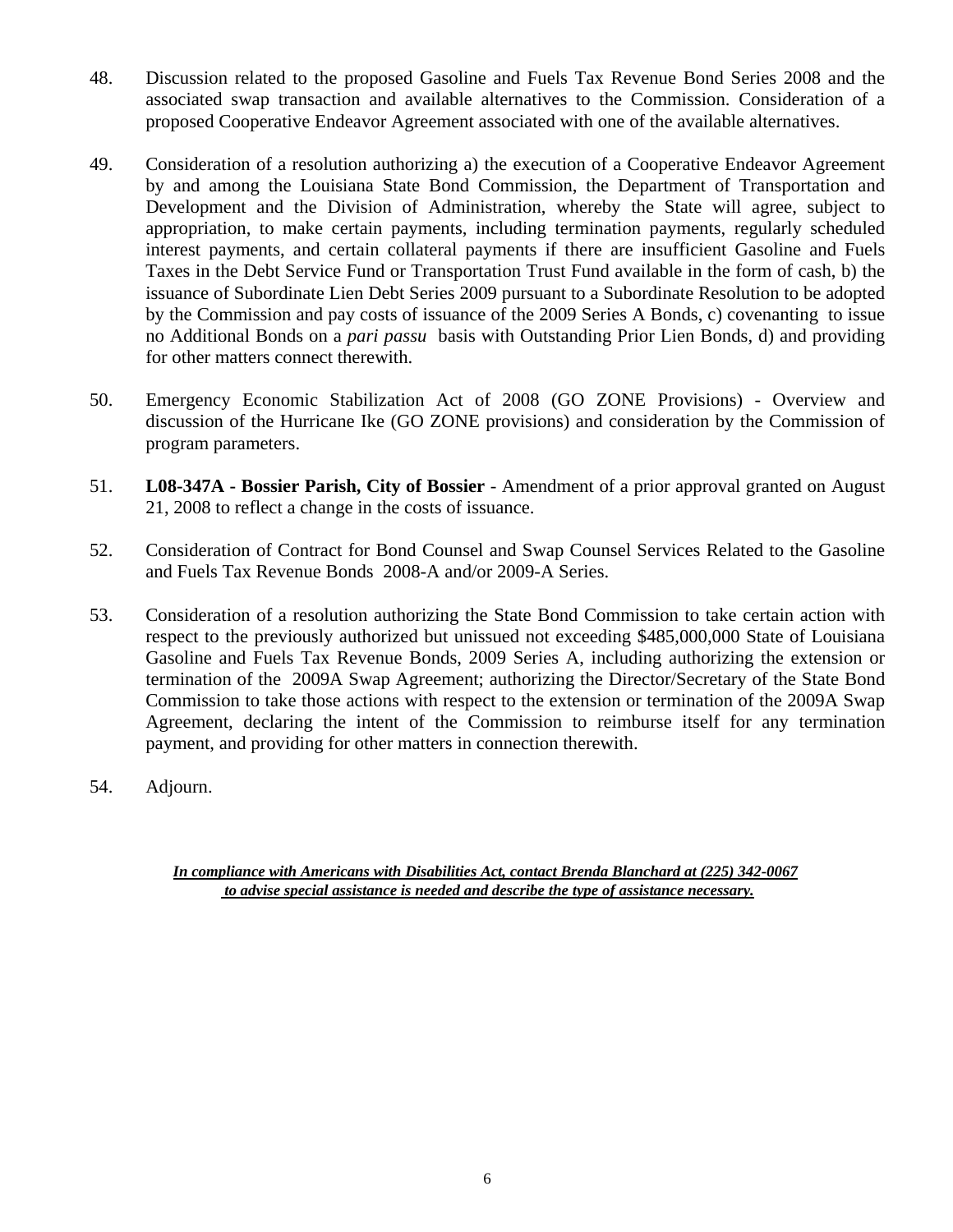48. Discussion related to the proposed Gasoline and Fuels Tax Revenue Bond Series 2008 and the associated swap transaction and available alternatives to the Commission. Consideration of a proposed Cooperative Endeavor Agreement associated with one of the available alternatives.

49. Consideration of a resolution authorizing a) the execution of a Cooperative Endeavor Agreement by and among the Louisiana State Bond Commission, the Department of Transportation and Development and the Division of Administration, whereby the State will agree, subject to appropriation, to make certain payments, including termination payments, regularly scheduled interest payments, and certain collateral payments if there are insufficient Gasoline and Fuels Taxes in the Debt Service Fund or Transportation Trust Fund available in the form of cash, b) the issuance of Subordinate Lien Debt Series 2009 pursuant to a Subordinate Resolution to be adopted by the Commission and pay costs of issuance of the 2009 Series A Bonds, c) covenanting to issue no Additional Bonds on a *pari passu* basis with Outstanding Prior Lien Bonds, d) and providing for other matters connect therewith.

50. Emergency Economic Stabilization Act of 2008 (GO ZONE Provisions) - Overview and discussion of the Hurricane Ike (GO ZONE provisions) and consideration by the Commission of program parameters.

51. **L08-347A - Bossier Parish, City of Bossier** - Amendment of a prior approval granted on August 21, 2008 to reflect a change in the costs of issuance.

52. Consideration of Contract for Bond Counsel and Swap Counsel Services Related to the Gasoline and Fuels Tax Revenue Bonds 2008-A and/or 2009-A Series.

53. Consideration of a resolution authorizing the State Bond Commission to take certain action with respect to the previously authorized but unissued not exceeding $485,000,000 State of Louisiana Gasoline and Fuels Tax Revenue Bonds, 2009 Series A, including authorizing the extension or termination of the 2009A Swap Agreement; authorizing the Director/Secretary of the State Bond Commission to take those actions with respect to the extension or termination of the 2009A Swap Agreement, declaring the intent of the Commission to reimburse itself for any termination payment, and providing for other matters in connection therewith.

54. Adjourn.

***In compliance with Americans with Disabilities Act, contact Brenda Blanchard at (225) 342-0067 to advise special assistance is needed and describe the type of assistance necessary.***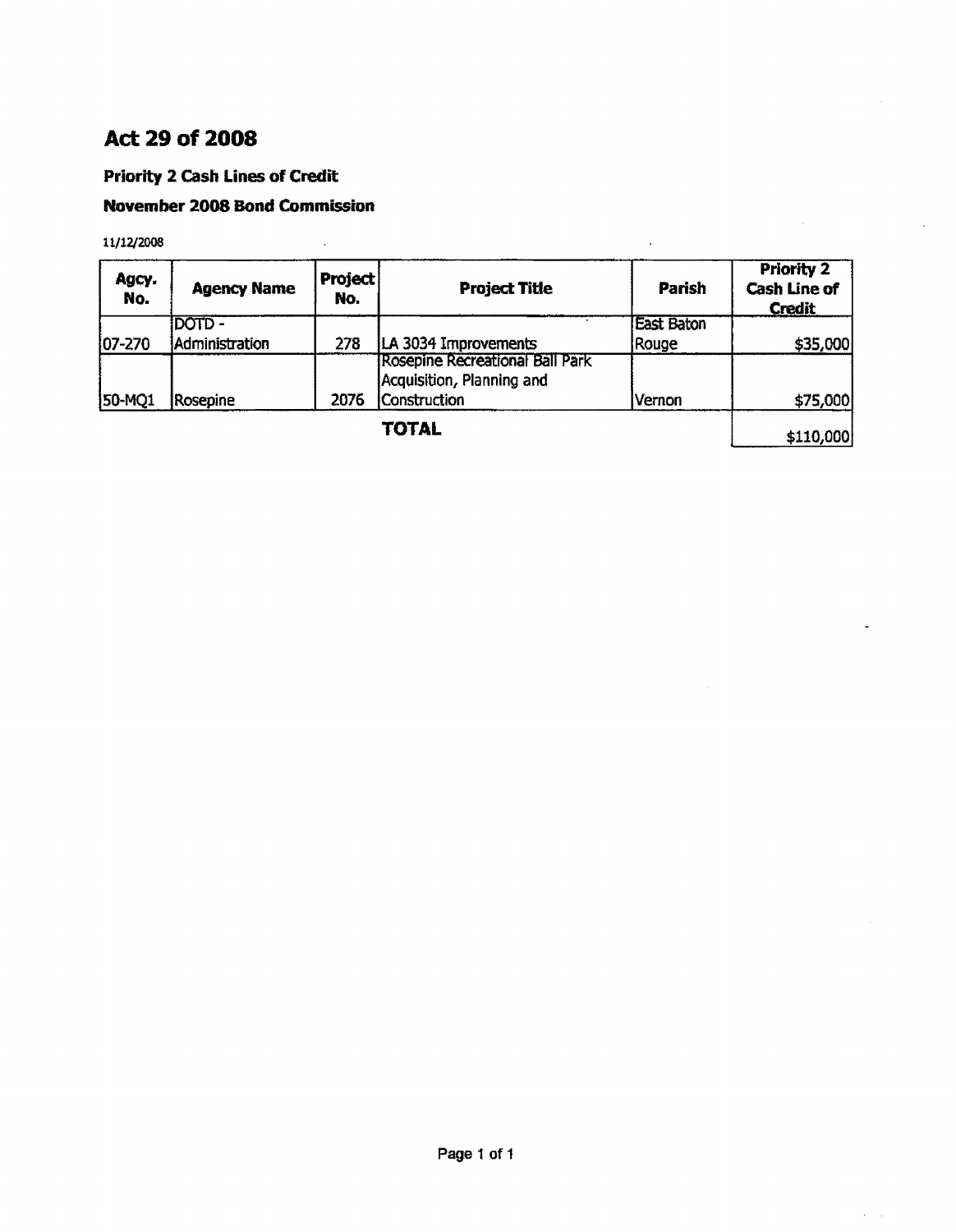# Act 29 of 2008

### Priority 2 Cash Lines of Credit

### November 2008 Bond Commission

11/12/2008

| Agcy. No. | Agency Name | Project No. | Project Title | Parish | Priority 2 Cash Line of Credit |
|---|---|---|---|---|---|
| 07-270 | DOTD - Administration | 278 | LA 3034 Improvements | East Baton Rouge | $35,000 |
| 50-MQ1 | Rosepine | 2076 | Rosepine Recreational Ball Park Acquisition, Planning and Construction | Vernon | $75,000 |
| | | | **TOTAL** | | $110,000 |